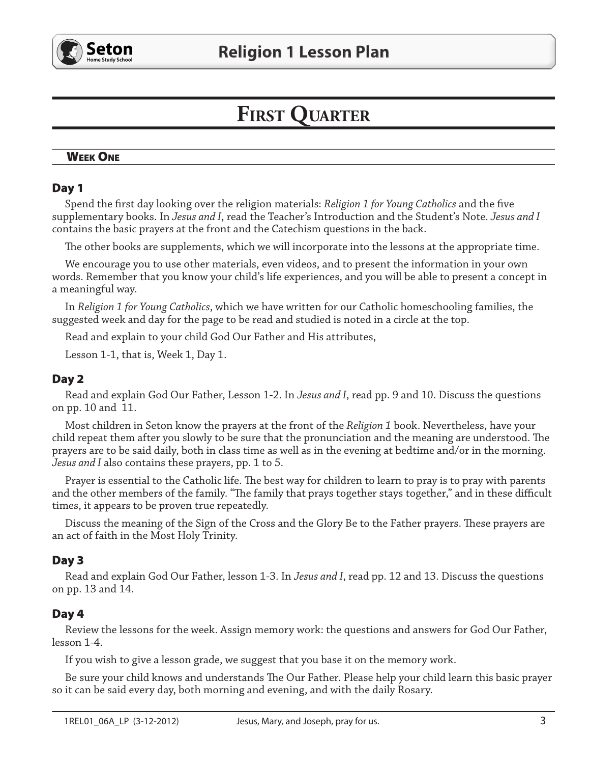# First Quarter

## Week One

### Day 1

Spend the first day looking over the religion materials: *Religion 1 for Young Catholics* and the five supplementary books. In *Jesus and I*, read the Teacher's Introduction and the Student's Note. *Jesus and I* contains the basic prayers at the front and the Catechism questions in the back.

The other books are supplements, which we will incorporate into the lessons at the appropriate time.

We encourage you to use other materials, even videos, and to present the information in your own words. Remember that you know your child's life experiences, and you will be able to present a concept in a meaningful way.

In *Religion 1 for Young Catholics*, which we have written for our Catholic homeschooling families, the suggested week and day for the page to be read and studied is noted in a circle at the top.

Read and explain to your child God Our Father and His attributes,

Lesson 1-1, that is, Week 1, Day 1.

### Day 2

Read and explain God Our Father, Lesson 1-2. In *Jesus and I*, read pp. 9 and 10. Discuss the questions on pp. 10 and 11.

Most children in Seton know the prayers at the front of the *Religion 1* book. Nevertheless, have your child repeat them after you slowly to be sure that the pronunciation and the meaning are understood. The prayers are to be said daily, both in class time as well as in the evening at bedtime and/or in the morning. *Jesus and I* also contains these prayers, pp. 1 to 5.

Prayer is essential to the Catholic life. The best way for children to learn to pray is to pray with parents and the other members of the family. "The family that prays together stays together," and in these difficult times, it appears to be proven true repeatedly.

Discuss the meaning of the Sign of the Cross and the Glory Be to the Father prayers. These prayers are an act of faith in the Most Holy Trinity.

### Day 3

Read and explain God Our Father, lesson 1-3. In *Jesus and I*, read pp. 12 and 13. Discuss the questions on pp. 13 and 14.

### Day 4

Review the lessons for the week. Assign memory work: the questions and answers for God Our Father, lesson 1-4.

If you wish to give a lesson grade, we suggest that you base it on the memory work.

Be sure your child knows and understands The Our Father. Please help your child learn this basic prayer so it can be said every day, both morning and evening, and with the daily Rosary.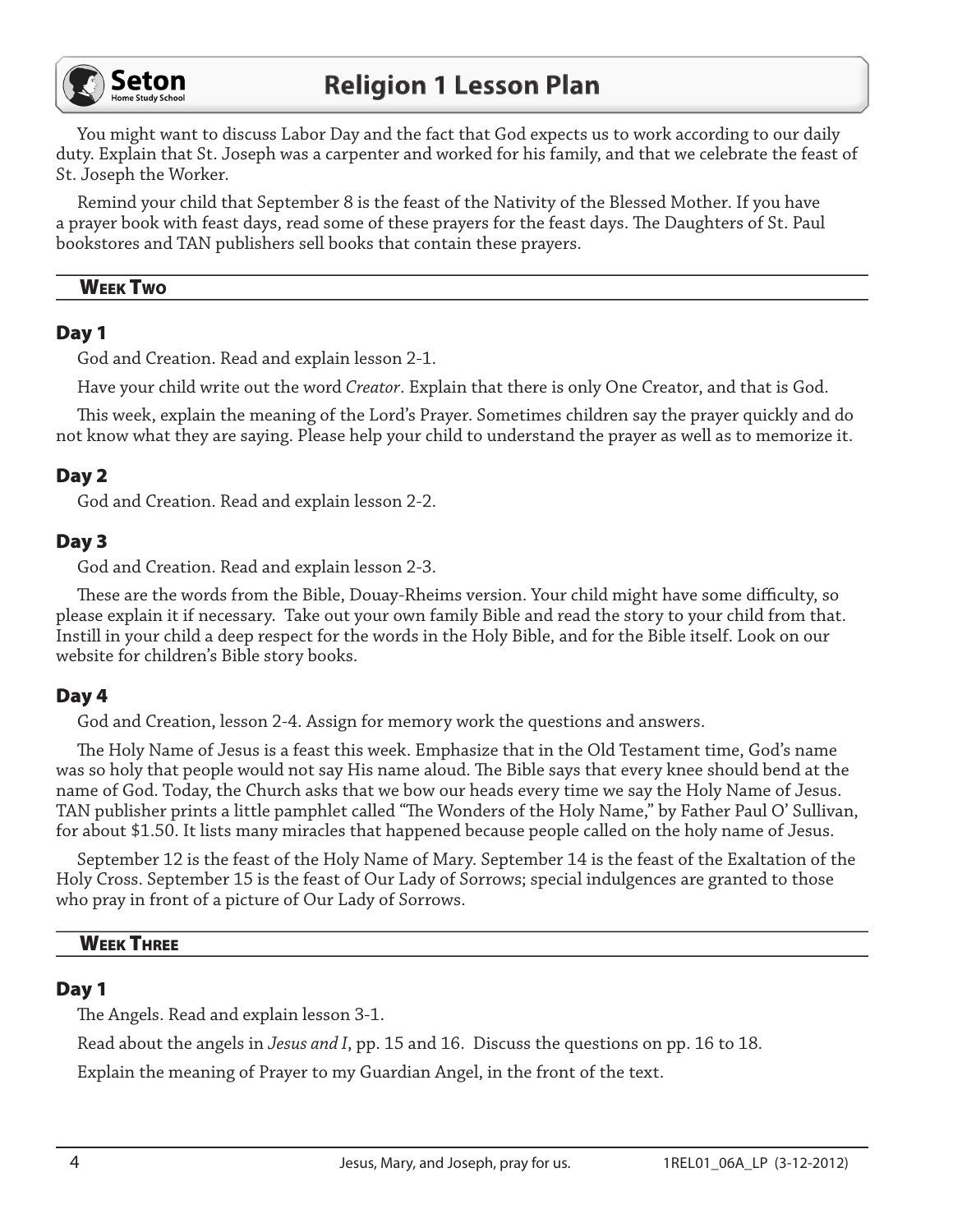You might want to discuss Labor Day and the fact that God expects us to work according to our daily duty. Explain that St. Joseph was a carpenter and worked for his family, and that we celebrate the feast of St. Joseph the Worker.

Remind your child that September 8 is the feast of the Nativity of the Blessed Mother. If you have a prayer book with feast days, read some of these prayers for the feast days. The Daughters of St. Paul bookstores and TAN publishers sell books that contain these prayers.

## Week Two

### Day 1

God and Creation. Read and explain lesson 2-1.

Have your child write out the word *Creator*. Explain that there is only One Creator, and that is God.

This week, explain the meaning of the Lord's Prayer. Sometimes children say the prayer quickly and do not know what they are saying. Please help your child to understand the prayer as well as to memorize it.

### Day 2

God and Creation. Read and explain lesson 2-2.

### Day 3

God and Creation. Read and explain lesson 2-3.

These are the words from the Bible, Douay-Rheims version. Your child might have some difficulty, so please explain it if necessary. Take out your own family Bible and read the story to your child from that. Instill in your child a deep respect for the words in the Holy Bible, and for the Bible itself. Look on our website for children's Bible story books.

### Day 4

God and Creation, lesson 2-4. Assign for memory work the questions and answers.

The Holy Name of Jesus is a feast this week. Emphasize that in the Old Testament time, God's name was so holy that people would not say His name aloud. The Bible says that every knee should bend at the name of God. Today, the Church asks that we bow our heads every time we say the Holy Name of Jesus. TAN publisher prints a little pamphlet called "The Wonders of the Holy Name," by Father Paul O' Sullivan, for about $1.50. It lists many miracles that happened because people called on the holy name of Jesus.

September 12 is the feast of the Holy Name of Mary. September 14 is the feast of the Exaltation of the Holy Cross. September 15 is the feast of Our Lady of Sorrows; special indulgences are granted to those who pray in front of a picture of Our Lady of Sorrows.

## Week Three

### Day 1

The Angels. Read and explain lesson 3-1.

Read about the angels in *Jesus and I*, pp. 15 and 16. Discuss the questions on pp. 16 to 18.

Explain the meaning of Prayer to my Guardian Angel, in the front of the text.